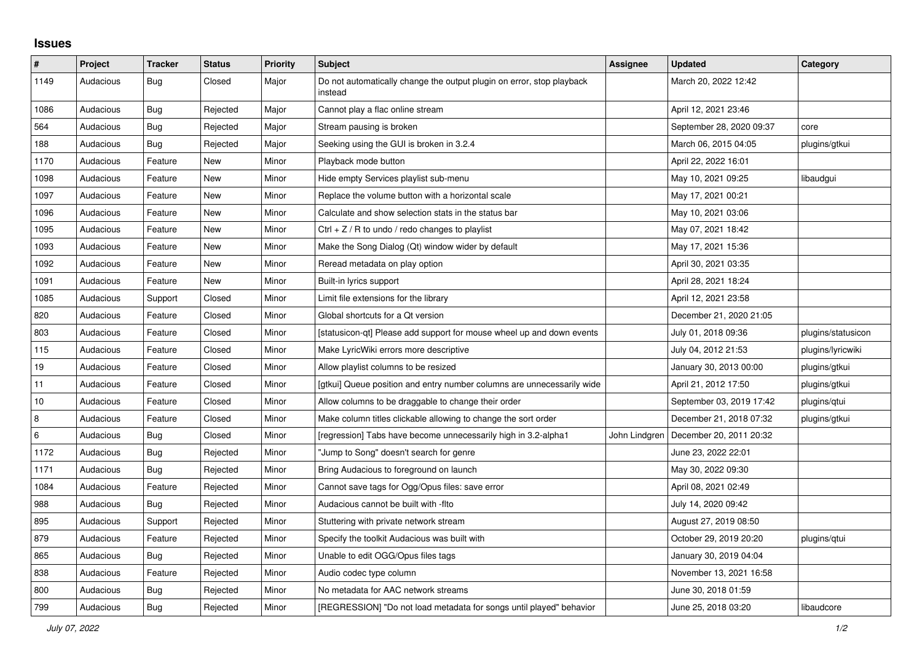# Issues

| # | Project | Tracker | Status | Priority | Subject | Assignee | Updated | Category |
|---|---|---|---|---|---|---|---|---|
| 1149 | Audacious | Bug | Closed | Major | Do not automatically change the output plugin on error, stop playback instead | | March 20, 2022 12:42 | |
| 1086 | Audacious | Bug | Rejected | Major | Cannot play a flac online stream | | April 12, 2021 23:46 | |
| 564 | Audacious | Bug | Rejected | Major | Stream pausing is broken | | September 28, 2020 09:37 | core |
| 188 | Audacious | Bug | Rejected | Major | Seeking using the GUI is broken in 3.2.4 | | March 06, 2015 04:05 | plugins/gtkui |
| 1170 | Audacious | Feature | New | Minor | Playback mode button | | April 22, 2022 16:01 | |
| 1098 | Audacious | Feature | New | Minor | Hide empty Services playlist sub-menu | | May 10, 2021 09:25 | libaudgui |
| 1097 | Audacious | Feature | New | Minor | Replace the volume button with a horizontal scale | | May 17, 2021 00:21 | |
| 1096 | Audacious | Feature | New | Minor | Calculate and show selection stats in the status bar | | May 10, 2021 03:06 | |
| 1095 | Audacious | Feature | New | Minor | Ctrl + Z / R to undo / redo changes to playlist | | May 07, 2021 18:42 | |
| 1093 | Audacious | Feature | New | Minor | Make the Song Dialog (Qt) window wider by default | | May 17, 2021 15:36 | |
| 1092 | Audacious | Feature | New | Minor | Reread metadata on play option | | April 30, 2021 03:35 | |
| 1091 | Audacious | Feature | New | Minor | Built-in lyrics support | | April 28, 2021 18:24 | |
| 1085 | Audacious | Support | Closed | Minor | Limit file extensions for the library | | April 12, 2021 23:58 | |
| 820 | Audacious | Feature | Closed | Minor | Global shortcuts for a Qt version | | December 21, 2020 21:05 | |
| 803 | Audacious | Feature | Closed | Minor | [statusicon-qt] Please add support for mouse wheel up and down events | | July 01, 2018 09:36 | plugins/statusicon |
| 115 | Audacious | Feature | Closed | Minor | Make LyricWiki errors more descriptive | | July 04, 2012 21:53 | plugins/lyricwiki |
| 19 | Audacious | Feature | Closed | Minor | Allow playlist columns to be resized | | January 30, 2013 00:00 | plugins/gtkui |
| 11 | Audacious | Feature | Closed | Minor | [gtkui] Queue position and entry number columns are unnecessarily wide | | April 21, 2012 17:50 | plugins/gtkui |
| 10 | Audacious | Feature | Closed | Minor | Allow columns to be draggable to change their order | | September 03, 2019 17:42 | plugins/qtui |
| 8 | Audacious | Feature | Closed | Minor | Make column titles clickable allowing to change the sort order | | December 21, 2018 07:32 | plugins/gtkui |
| 6 | Audacious | Bug | Closed | Minor | [regression] Tabs have become unnecessarily high in 3.2-alpha1 | John Lindgren | December 20, 2011 20:32 | |
| 1172 | Audacious | Bug | Rejected | Minor | "Jump to Song" doesn't search for genre | | June 23, 2022 22:01 | |
| 1171 | Audacious | Bug | Rejected | Minor | Bring Audacious to foreground on launch | | May 30, 2022 09:30 | |
| 1084 | Audacious | Feature | Rejected | Minor | Cannot save tags for Ogg/Opus files: save error | | April 08, 2021 02:49 | |
| 988 | Audacious | Bug | Rejected | Minor | Audacious cannot be built with -flto | | July 14, 2020 09:42 | |
| 895 | Audacious | Support | Rejected | Minor | Stuttering with private network stream | | August 27, 2019 08:50 | |
| 879 | Audacious | Feature | Rejected | Minor | Specify the toolkit Audacious was built with | | October 29, 2019 20:20 | plugins/qtui |
| 865 | Audacious | Bug | Rejected | Minor | Unable to edit OGG/Opus files tags | | January 30, 2019 04:04 | |
| 838 | Audacious | Feature | Rejected | Minor | Audio codec type column | | November 13, 2021 16:58 | |
| 800 | Audacious | Bug | Rejected | Minor | No metadata for AAC network streams | | June 30, 2018 01:59 | |
| 799 | Audacious | Bug | Rejected | Minor | [REGRESSION] "Do not load metadata for songs until played" behavior | | June 25, 2018 03:20 | libaudcore |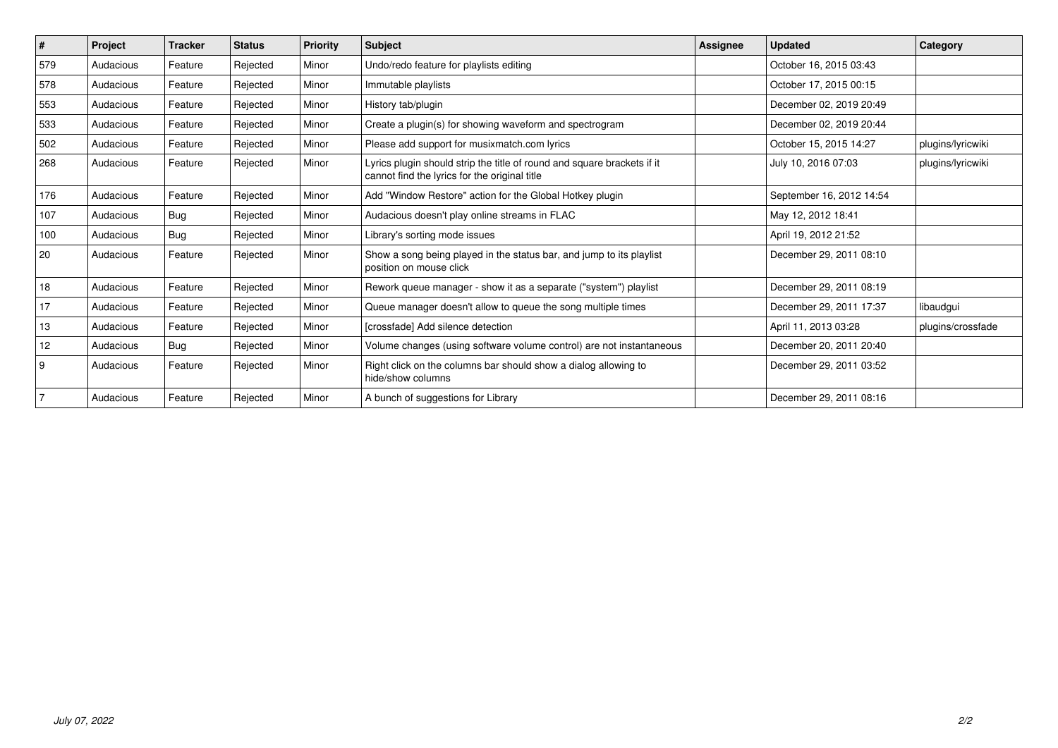| # | Project | Tracker | Status | Priority | Subject | Assignee | Updated | Category |
|---|---|---|---|---|---|---|---|---|
| 579 | Audacious | Feature | Rejected | Minor | Undo/redo feature for playlists editing | | October 16, 2015 03:43 | |
| 578 | Audacious | Feature | Rejected | Minor | Immutable playlists | | October 17, 2015 00:15 | |
| 553 | Audacious | Feature | Rejected | Minor | History tab/plugin | | December 02, 2019 20:49 | |
| 533 | Audacious | Feature | Rejected | Minor | Create a plugin(s) for showing waveform and spectrogram | | December 02, 2019 20:44 | |
| 502 | Audacious | Feature | Rejected | Minor | Please add support for musixmatch.com lyrics | | October 15, 2015 14:27 | plugins/lyricwiki |
| 268 | Audacious | Feature | Rejected | Minor | Lyrics plugin should strip the title of round and square brackets if it cannot find the lyrics for the original title | | July 10, 2016 07:03 | plugins/lyricwiki |
| 176 | Audacious | Feature | Rejected | Minor | Add "Window Restore" action for the Global Hotkey plugin | | September 16, 2012 14:54 | |
| 107 | Audacious | Bug | Rejected | Minor | Audacious doesn't play online streams in FLAC | | May 12, 2012 18:41 | |
| 100 | Audacious | Bug | Rejected | Minor | Library's sorting mode issues | | April 19, 2012 21:52 | |
| 20 | Audacious | Feature | Rejected | Minor | Show a song being played in the status bar, and jump to its playlist position on mouse click | | December 29, 2011 08:10 | |
| 18 | Audacious | Feature | Rejected | Minor | Rework queue manager - show it as a separate ("system") playlist | | December 29, 2011 08:19 | |
| 17 | Audacious | Feature | Rejected | Minor | Queue manager doesn't allow to queue the song multiple times | | December 29, 2011 17:37 | libaudgui |
| 13 | Audacious | Feature | Rejected | Minor | [crossfade] Add silence detection | | April 11, 2013 03:28 | plugins/crossfade |
| 12 | Audacious | Bug | Rejected | Minor | Volume changes (using software volume control) are not instantaneous | | December 20, 2011 20:40 | |
| 9 | Audacious | Feature | Rejected | Minor | Right click on the columns bar should show a dialog allowing to hide/show columns | | December 29, 2011 03:52 | |
| 7 | Audacious | Feature | Rejected | Minor | A bunch of suggestions for Library | | December 29, 2011 08:16 | |